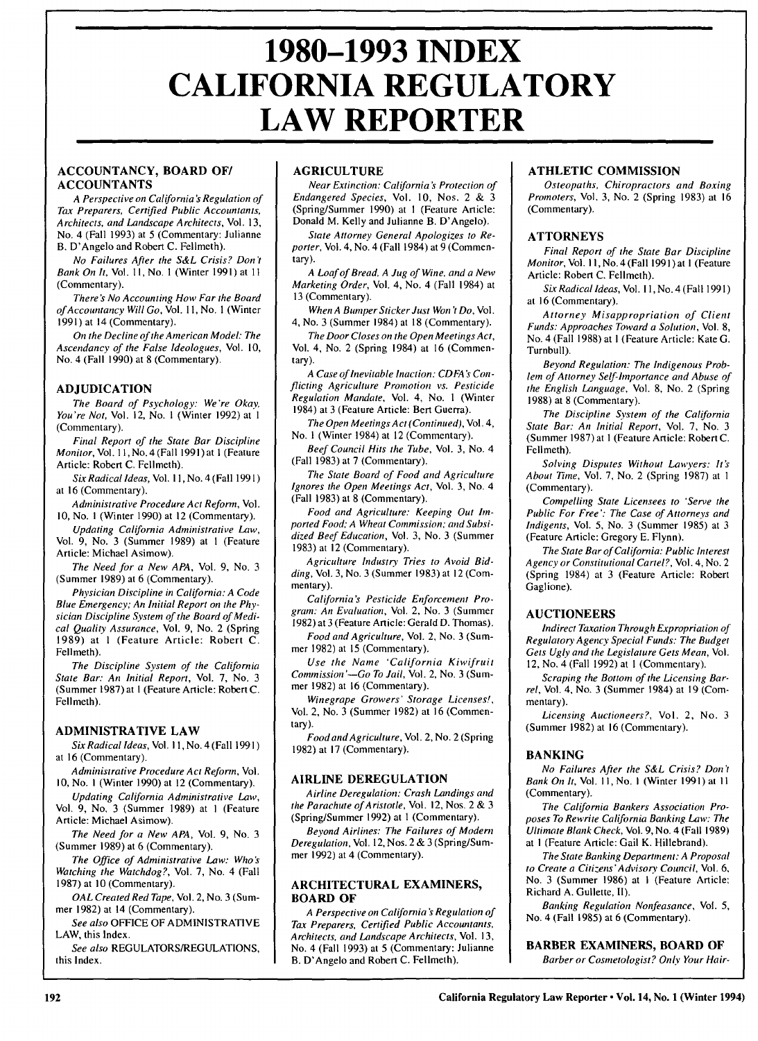# 1980–1993 INDEX CALIFORNIA REGULATORY LAW REPORTER

## ACCOUNTANCY, BOARD OF/ ACCOUNTANTS

*A Perspective on California's Regulation of Tax Preparers, Certified Public Accountants, Architects, and Landscape Architects*, Vol. 13, No. 4 (Fall 1993) at 5 (Commentary: Julianne B. D'Angelo and Robert C. Fellmeth).

*No Failures After the S&L Crisis? Don't Bank On It*, Vol. 11, No. 1 (Winter 1991) at 11 (Commentary).

*There's No Accounting How Far the Board of Accountancy Will Go*, Vol. 11, No. 1 (Winter 1991) at 14 (Commentary).

*On the Decline of the American Model: The Ascendancy of the False Ideologues*, Vol. 10, No. 4 (Fall 1990) at 8 (Commentary).

## ADJUDICATION

*The Board of Psychology: We're Okay, You're Not*, Vol. 12, No. 1 (Winter 1992) at 1 (Commentary).

*Final Report of the State Bar Discipline Monitor*, Vol. 11, No. 4 (Fall 1991) at 1 (Feature Article: Robert C. Fellmeth).

*Six Radical Ideas*, Vol. 11, No. 4 (Fall 1991) at 16 (Commentary).

*Administrative Procedure Act Reform*, Vol. 10, No. 1 (Winter 1990) at 12 (Commentary).

*Updating California Administrative Law*, Vol. 9, No. 3 (Summer 1989) at 1 (Feature Article: Michael Asimow).

*The Need for a New APA*, Vol. 9, No. 3 (Summer 1989) at 6 (Commentary).

*Physician Discipline in California: A Code Blue Emergency; An Initial Report on the Physician Discipline System of the Board of Medical Quality Assurance*, Vol. 9, No. 2 (Spring 1989) at 1 (Feature Article: Robert C. Fellmeth).

*The Discipline System of the California State Bar: An Initial Report*, Vol. 7, No. 3 (Summer 1987) at 1 (Feature Article: Robert C. Fellmeth).

## ADMINISTRATIVE LAW

*Six Radical Ideas*, Vol. 11, No. 4 (Fall 1991) at 16 (Commentary).

*Administrative Procedure Act Reform*, Vol. 10, No. 1 (Winter 1990) at 12 (Commentary).

*Updating California Administrative Law*, Vol. 9, No. 3 (Summer 1989) at 1 (Feature Article: Michael Asimow).

*The Need for a New APA*, Vol. 9, No. 3 (Summer 1989) at 6 (Commentary).

*The Office of Administrative Law: Who's Watching the Watchdog?*, Vol. 7, No. 4 (Fall 1987) at 10 (Commentary).

*OAL Created Red Tape*, Vol. 2, No. 3 (Summer 1982) at 14 (Commentary).

*See also* OFFICE OF ADMINISTRATIVE LAW, this Index.

*See also* REGULATORS/REGULATIONS, this Index.

## AGRICULTURE

*Near Extinction: California's Protection of Endangered Species*, Vol. 10, Nos. 2 & 3 (Spring/Summer 1990) at 1 (Feature Article: Donald M. Kelly and Julianne B. D'Angelo).

*State Attorney General Apologizes to Reporter*, Vol. 4, No. 4 (Fall 1984) at 9 (Commentary).

*A Loaf of Bread, A Jug of Wine, and a New Marketing Order*, Vol. 4, No. 4 (Fall 1984) at 13 (Commentary).

*When A Bumper Sticker Just Won't Do*, Vol. 4, No. 3 (Summer 1984) at 18 (Commentary).

*The Door Closes on the Open Meetings Act*, Vol. 4, No. 2 (Spring 1984) at 16 (Commentary).

*A Case of Inevitable Inaction: CDFA's Conflicting Agriculture Promotion vs. Pesticide Regulation Mandate*, Vol. 4, No. 1 (Winter 1984) at 3 (Feature Article: Bert Guerra).

*The Open Meetings Act (Continued)*, Vol. 4, No. 1 (Winter 1984) at 12 (Commentary).

*Beef Council Hits the Tube*, Vol. 3, No. 4 (Fall 1983) at 7 (Commentary).

*The State Board of Food and Agriculture Ignores the Open Meetings Act*, Vol. 3, No. 4 (Fall 1983) at 8 (Commentary).

*Food and Agriculture: Keeping Out Imported Food; A Wheat Commission; and Subsidized Beef Education*, Vol. 3, No. 3 (Summer 1983) at 12 (Commentary).

*Agriculture Industry Tries to Avoid Bidding*, Vol. 3, No. 3 (Summer 1983) at 12 (Commentary).

*California's Pesticide Enforcement Program: An Evaluation*, Vol. 2, No. 3 (Summer 1982) at 3 (Feature Article: Gerald D. Thomas).

*Food and Agriculture*, Vol. 2, No. 3 (Summer 1982) at 15 (Commentary).

*Use the Name 'California Kiwifruit Commission'—Go To Jail*, Vol. 2, No. 3 (Summer 1982) at 16 (Commentary).

*Winegrape Growers' Storage Licenses!*, Vol. 2, No. 3 (Summer 1982) at 16 (Commentary).

*Food and Agriculture*, Vol. 2, No. 2 (Spring 1982) at 17 (Commentary).

## AIRLINE DEREGULATION

*Airline Deregulation: Crash Landings and the Parachute of Aristotle*, Vol. 12, Nos. 2 & 3 (Spring/Summer 1992) at 1 (Commentary).

*Beyond Airlines: The Failures of Modern Deregulation*, Vol. 12, Nos. 2 & 3 (Spring/Summer 1992) at 4 (Commentary).

## ARCHITECTURAL EXAMINERS, BOARD OF

*A Perspective on California's Regulation of Tax Preparers, Certified Public Accountants, Architects, and Landscape Architects*, Vol. 13, No. 4 (Fall 1993) at 5 (Commentary: Julianne B. D'Angelo and Robert C. Fellmeth).

## ATHLETIC COMMISSION

*Osteopaths, Chiropractors and Boxing Promoters*, Vol. 3, No. 2 (Spring 1983) at 16 (Commentary).

## ATTORNEYS

*Final Report of the State Bar Discipline Monitor*, Vol. 11, No. 4 (Fall 1991) at 1 (Feature Article: Robert C. Fellmeth).

*Six Radical Ideas*, Vol. 11, No. 4 (Fall 1991) at 16 (Commentary).

*Attorney Misappropriation of Client Funds: Approaches Toward a Solution*, Vol. 8, No. 4 (Fall 1988) at 1 (Feature Article: Kate G. Turnbull).

*Beyond Regulation: The Indigenous Problem of Attorney Self-Importance and Abuse of the English Language*, Vol. 8, No. 2 (Spring 1988) at 8 (Commentary).

*The Discipline System of the California State Bar: An Initial Report*, Vol. 7, No. 3 (Summer 1987) at 1 (Feature Article: Robert C. Fellmeth).

*Solving Disputes Without Lawyers: It's About Time*, Vol. 7, No. 2 (Spring 1987) at 1 (Commentary).

*Compelling State Licensees to 'Serve the Public For Free': The Case of Attorneys and Indigents*, Vol. 5, No. 3 (Summer 1985) at 3 (Feature Article: Gregory E. Flynn).

*The State Bar of California: Public Interest Agency or Constitutional Cartel?*, Vol. 4, No. 2 (Spring 1984) at 3 (Feature Article: Robert Gaglione).

## AUCTIONEERS

*Indirect Taxation Through Expropriation of Regulatory Agency Special Funds: The Budget Gets Ugly and the Legislature Gets Mean*, Vol. 12, No. 4 (Fall 1992) at 1 (Commentary).

*Scraping the Bottom of the Licensing Barrel*, Vol. 4, No. 3 (Summer 1984) at 19 (Commentary).

*Licensing Auctioneers?*, Vol. 2, No. 3 (Summer 1982) at 16 (Commentary).

## BANKING

*No Failures After the S&L Crisis? Don't Bank On It*, Vol. 11, No. 1 (Winter 1991) at 11 (Commentary).

*The California Bankers Association Proposes To Rewrite California Banking Law: The Ultimate Blank Check*, Vol. 9, No. 4 (Fall 1989) at 1 (Feature Article: Gail K. Hillebrand).

*The State Banking Department: A Proposal to Create a Citizens' Advisory Council*, Vol. 6, No. 3 (Summer 1986) at 1 (Feature Article: Richard A. Gullette, II).

*Banking Regulation Nonfeasance*, Vol. 5, No. 4 (Fall 1985) at 6 (Commentary).

## BARBER EXAMINERS, BOARD OF

*Barber or Cosmetologist? Only Your Hair-*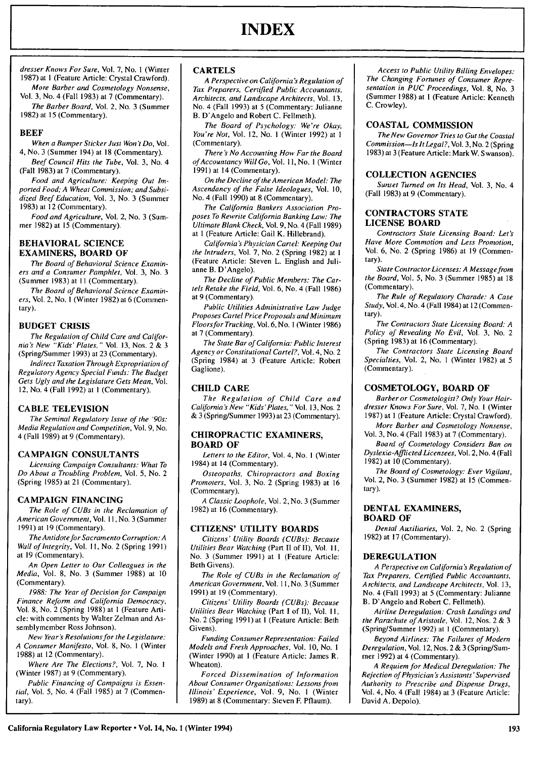# INDEX

*dresser Knows For Sure*, Vol. 7, No. 1 (Winter 1987) at 1 (Feature Article: Crystal Crawford).

*More Barber and Cosmetology Nonsense*, Vol. 3, No. 4 (Fall 1983) at 7 (Commentary).

*The Barber Board*, Vol. 2, No. 3 (Summer 1982) at 15 (Commentary).

### BEEF

*When a Bumper Sticker Just Won't Do*, Vol. 4, No. 3 (Summer 194) at 18 (Commentary).

*Beef Council Hits the Tube*, Vol. 3, No. 4 (Fall 1983) at 7 (Commentary).

*Food and Agriculture: Keeping Out Imported Food; A Wheat Commission; and Subsidized Beef Education*, Vol. 3, No. 3 (Summer 1983) at 12 (Commentary).

*Food and Agriculture*, Vol. 2, No. 3 (Summer 1982) at 15 (Commentary).

### BEHAVIORAL SCIENCE EXAMINERS, BOARD OF

*The Board of Behavioral Science Examiners and a Consumer Pamphlet*, Vol. 3, No. 3 (Summer 1983) at 11 (Commentary).

*The Board of Behavioral Science Examiners*, Vol. 2, No. 1 (Winter 1982) at 6 (Commentary).

### BUDGET CRISIS

*The Regulation of Child Care and California's New "Kids' Plates,"* Vol. 13, Nos. 2 & 3 (Spring/Summer 1993) at 23 (Commentary).

*Indirect Taxation Through Expropriation of Regulatory Agency Special Funds: The Budget Gets Ugly and the Legislature Gets Mean*, Vol. 12, No. 4 (Fall 1992) at 1 (Commentary).

### CABLE TELEVISION

*The Seminal Regulatory Issue of the '90s: Media Regulation and Competition*, Vol. 9, No. 4 (Fall 1989) at 9 (Commentary).

### CAMPAIGN CONSULTANTS

*Licensing Campaign Consultants: What To Do About a Troubling Problem*, Vol. 5, No. 2 (Spring 1985) at 21 (Commentary).

### CAMPAIGN FINANCING

*The Role of CUBs in the Reclamation of American Government*, Vol. 11, No. 3 (Summer 1991) at 19 (Commentary).

*The Antidote for Sacramento Corruption: A Wall of Integrity*, Vol. 11, No. 2 (Spring 1991) at 19 (Commentary).

*An Open Letter to Our Colleagues in the Media*, Vol. 8, No. 3 (Summer 1988) at 10 (Commentary).

*1988: The Year of Decision for Campaign Finance Reform and California Democracy*, Vol. 8, No. 2 (Spring 1988) at 1 (Feature Article: with comments by Walter Zelman and Assemblymember Ross Johnson).

*New Year's Resolutions for the Legislature: A Consumer Manifesto*, Vol. 8, No. 1 (Winter 1988) at 12 (Commentary).

*Where Are The Elections?*, Vol. 7, No. 1 (Winter 1987) at 9 (Commentary).

*Public Financing of Campaigns is Essential*, Vol. 5, No. 4 (Fall 1985) at 7 (Commentary).

### CARTELS

*A Perspective on California's Regulation of Tax Preparers, Certified Public Accountants, Architects, and Landscape Architects*, Vol. 13, No. 4 (Fall 1993) at 5 (Commentary: Julianne B. D'Angelo and Robert C. Fellmeth).

*The Board of Psychology: We're Okay, You're Not*, Vol. 12, No. 1 (Winter 1992) at 1 (Commentary).

*There's No Accounting How Far the Board of Accountancy Will Go*, Vol. 11, No. 1 (Winter 1991) at 14 (Commentary).

*On the Decline of the American Model: The Ascendancy of the False Ideologues*, Vol. 10, No. 4 (Fall 1990) at 8 (Commentary).

*The California Bankers Association Proposes To Rewrite California Banking Law: The Ultimate Blank Check*, Vol. 9, No. 4 (Fall 1989) at 1 (Feature Article: Gail K. Hillebrand).

*California's Physician Cartel: Keeping Out the Intruders*, Vol. 7, No. 2 (Spring 1982) at 1 (Feature Article: Steven L. English and Julianne B. D'Angelo).

*The Decline of Public Members: The Cartels Retake the Field*, Vol. 6, No. 4 (Fall 1986) at 9 (Commentary).

*Public Utilities Administrative Law Judge Proposes Cartel Price Proposals and Minimum Floors for Trucking*, Vol. 6, No. 1 (Winter 1986) at 7 (Commentary).

*The State Bar of California: Public Interest Agency or Constitutional Cartel?*, Vol. 4, No. 2 (Spring 1984) at 3 (Feature Article: Robert Gaglione).

### CHILD CARE

*The Regulation of Child Care and California's New "Kids' Plates,"* Vol. 13, Nos. 2 & 3 (Spring/Summer 1993) at 23 (Commentary).

### CHIROPRACTIC EXAMINERS, BOARD OF

*Letters to the Editor*, Vol. 4, No. 1 (Winter 1984) at 14 (Commentary).

*Osteopaths, Chiropractors and Boxing Promoters*, Vol. 3, No. 2 (Spring 1983) at 16 (Commentary).

*A Classic Loophole*, Vol. 2, No. 3 (Summer 1982) at 16 (Commentary).

### CITIZENS' UTILITY BOARDS

*Citizens' Utility Boards (CUBs): Because Utilities Bear Watching* (Part II of II), Vol. 11, No. 3 (Summer 1991) at 1 (Feature Article: Beth Givens).

*The Role of CUBs in the Reclamation of American Government*, Vol. 11, No. 3 (Summer 1991) at 19 (Commentary).

*Citizens' Utility Boards (CUBs): Because Utilities Bear Watching* (Part I of II), Vol. 11, No. 2 (Spring 1991) at 1 (Feature Article: Beth Givens).

*Funding Consumer Representation: Failed Models and Fresh Approaches*, Vol. 10, No. 1 (Winter 1990) at 1 (Feature Article: James R. Wheaton).

*Forced Dissemination of Information About Consumer Organizations: Lessons from Illinois' Experience*, Vol. 9, No. 1 (Winter 1989) at 8 (Commentary: Steven F. Pflaum).

*Access to Public Utility Billing Envelopes: The Changing Fortunes of Consumer Representation in PUC Proceedings*, Vol. 8, No. 3 (Summer 1988) at 1 (Feature Article: Kenneth C. Crowley).

### COASTAL COMMISSION

*The New Governor Tries to Gut the Coastal Commission—Is It Legal?*, Vol. 3, No. 2 (Spring 1983) at 3 (Feature Article: Mark W. Swanson).

### COLLECTION AGENCIES

*Sunset Turned on Its Head*, Vol. 3, No. 4 (Fall 1983) at 9 (Commentary).

### CONTRACTORS STATE LICENSE BOARD

*Contractors State Licensing Board: Let's Have More Commotion and Less Promotion*, Vol. 6, No. 2 (Spring 1986) at 19 (Commentary).

*State Contractor Licenses: A Message from the Board*, Vol. 5, No. 3 (Summer 1985) at 18 (Commentary).

*The Rule of Regulatory Charade: A Case Study*, Vol. 4, No. 4 (Fall 1984) at 12 (Commentary).

*The Contractors State Licensing Board: A Policy of Revealing No Evil*, Vol. 3, No. 2 (Spring 1983) at 16 (Commentary).

*The Contractors State Licensing Board Specialties*, Vol. 2, No. 1 (Winter 1982) at 5 (Commentary).

### COSMETOLOGY, BOARD OF

*Barber or Cosmetologist? Only Your Hairdresser Knows For Sure*, Vol. 7, No. 1 (Winter 1987) at 1 (Feature Article: Crystal Crawford).

*More Barber and Cosmetology Nonsense*, Vol. 3, No. 4 (Fall 1983) at 7 (Commentary).

*Board of Cosmetology Considers Ban on Dyslexia-Afflicted Licensees*, Vol. 2, No. 4 (Fall 1982) at 10 (Commentary).

*The Board of Cosmetology: Ever Vigilant*, Vol. 2, No. 3 (Summer 1982) at 15 (Commentary).

### DENTAL EXAMINERS, BOARD OF

*Dental Auxiliaries*, Vol. 2, No. 2 (Spring 1982) at 17 (Commentary).

### DEREGULATION

*A Perspective on California's Regulation of Tax Preparers, Certified Public Accountants, Architects, and Landscape Architects*, Vol. 13, No. 4 (Fall 1993) at 5 (Commentary: Julianne B. D'Angelo and Robert C. Fellmeth).

*Airline Deregulation: Crash Landings and the Parachute of Aristotle*, Vol. 12, Nos. 2 & 3 (Spring/Summer 1992) at 1 (Commentary).

*Beyond Airlines: The Failures of Modern Deregulation*, Vol. 12, Nos. 2 & 3 (Spring/Summer 1992) at 4 (Commentary).

*A Requiem for Medical Deregulation: The Rejection of Physician's Assistants' Supervised Authority to Prescribe and Dispense Drugs*, Vol. 4, No. 4 (Fall 1984) at 3 (Feature Article: David A. Depolo).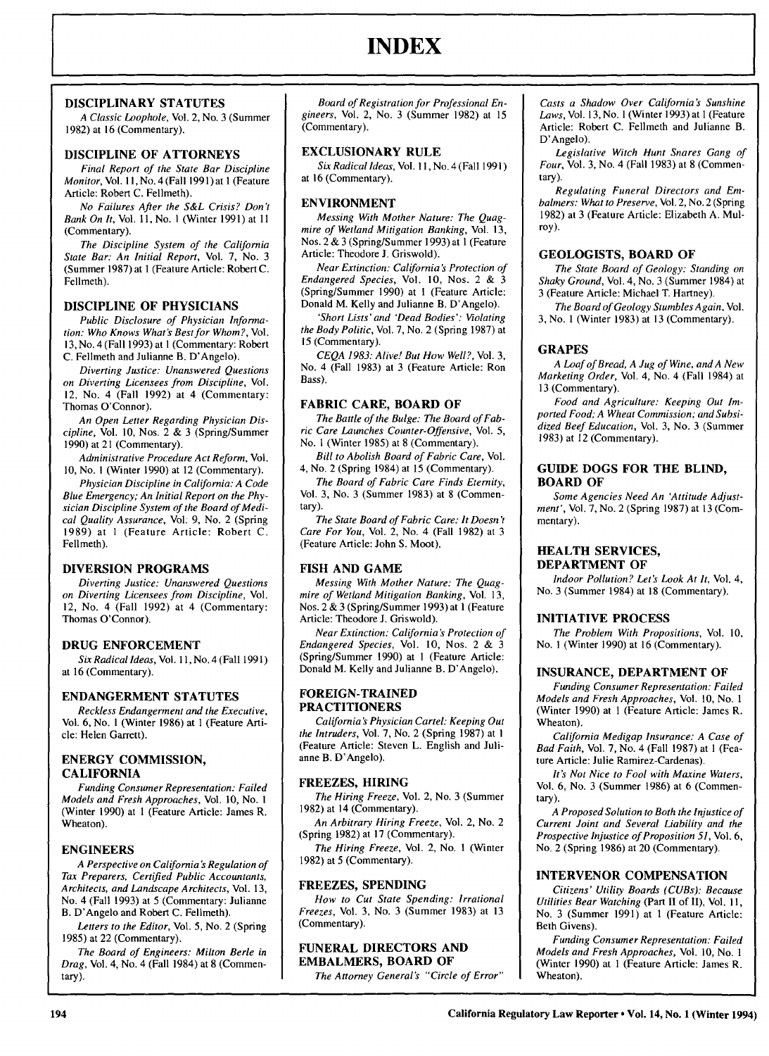# INDEX

### DISCIPLINARY STATUTES

*A Classic Loophole*, Vol. 2, No. 3 (Summer 1982) at 16 (Commentary).

### DISCIPLINE OF ATTORNEYS

*Final Report of the State Bar Discipline Monitor*, Vol. 11, No. 4 (Fall 1991) at 1 (Feature Article: Robert C. Fellmeth).

*No Failures After the S&L Crisis? Don't Bank On It*, Vol. 11, No. 1 (Winter 1991) at 11 (Commentary).

*The Discipline System of the California State Bar: An Initial Report*, Vol. 7, No. 3 (Summer 1987) at 1 (Feature Article: Robert C. Fellmeth).

### DISCIPLINE OF PHYSICIANS

*Public Disclosure of Physician Information: Who Knows What's Best for Whom?*, Vol. 13, No. 4 (Fall 1993) at 1 (Commentary: Robert C. Fellmeth and Julianne B. D'Angelo).

*Diverting Justice: Unanswered Questions on Diverting Licensees from Discipline*, Vol. 12, No. 4 (Fall 1992) at 4 (Commentary: Thomas O'Connor).

*An Open Letter Regarding Physician Discipline*, Vol. 10, Nos. 2 & 3 (Spring/Summer 1990) at 21 (Commentary).

*Administrative Procedure Act Reform*, Vol. 10, No. 1 (Winter 1990) at 12 (Commentary).

*Physician Discipline in California: A Code Blue Emergency; An Initial Report on the Physician Discipline System of the Board of Medical Quality Assurance*, Vol. 9, No. 2 (Spring 1989) at 1 (Feature Article: Robert C. Fellmeth).

### DIVERSION PROGRAMS

*Diverting Justice: Unanswered Questions on Diverting Licensees from Discipline*, Vol. 12, No. 4 (Fall 1992) at 4 (Commentary: Thomas O'Connor).

### DRUG ENFORCEMENT

*Six Radical Ideas*, Vol. 11, No. 4 (Fall 1991) at 16 (Commentary).

### ENDANGERMENT STATUTES

*Reckless Endangerment and the Executive*, Vol. 6, No. 1 (Winter 1986) at 1 (Feature Article: Helen Garrett).

### ENERGY COMMISSION, CALIFORNIA

*Funding Consumer Representation: Failed Models and Fresh Approaches*, Vol. 10, No. 1 (Winter 1990) at 1 (Feature Article: James R. Wheaton).

### ENGINEERS

*A Perspective on California's Regulation of Tax Preparers, Certified Public Accountants, Architects, and Landscape Architects*, Vol. 13, No. 4 (Fall 1993) at 5 (Commentary: Julianne B. D'Angelo and Robert C. Fellmeth).

*Letters to the Editor*, Vol. 5, No. 2 (Spring 1985) at 22 (Commentary).

*The Board of Engineers: Milton Berle in Drag*, Vol. 4, No. 4 (Fall 1984) at 8 (Commentary).

*Board of Registration for Professional Engineers*, Vol. 2, No. 3 (Summer 1982) at 15 (Commentary).

### EXCLUSIONARY RULE

*Six Radical Ideas*, Vol. 11, No. 4 (Fall 1991) at 16 (Commentary).

### ENVIRONMENT

*Messing With Mother Nature: The Quagmire of Wetland Mitigation Banking*, Vol. 13, Nos. 2 & 3 (Spring/Summer 1993) at 1 (Feature Article: Theodore J. Griswold).

*Near Extinction: California's Protection of Endangered Species*, Vol. 10, Nos. 2 & 3 (Spring/Summer 1990) at 1 (Feature Article: Donald M. Kelly and Julianne B. D'Angelo).

*'Short Lists' and 'Dead Bodies': Violating the Body Politic*, Vol. 7, No. 2 (Spring 1987) at 15 (Commentary).

*CEQA 1983: Alive! But How Well?*, Vol. 3, No. 4 (Fall 1983) at 3 (Feature Article: Ron Bass).

### FABRIC CARE, BOARD OF

*The Battle of the Bulge: The Board of Fabric Care Launches Counter-Offensive*, Vol. 5, No. 1 (Winter 1985) at 8 (Commentary).

*Bill to Abolish Board of Fabric Care*, Vol. 4, No. 2 (Spring 1984) at 15 (Commentary).

*The Board of Fabric Care Finds Eternity*, Vol. 3, No. 3 (Summer 1983) at 8 (Commentary).

*The State Board of Fabric Care: It Doesn't Care For You*, Vol. 2, No. 4 (Fall 1982) at 3 (Feature Article: John S. Moot).

### FISH AND GAME

*Messing With Mother Nature: The Quagmire of Wetland Mitigation Banking*, Vol. 13, Nos. 2 & 3 (Spring/Summer 1993) at 1 (Feature Article: Theodore J. Griswold).

*Near Extinction: California's Protection of Endangered Species*, Vol. 10, Nos. 2 & 3 (Spring/Summer 1990) at 1 (Feature Article: Donald M. Kelly and Julianne B. D'Angelo).

### FOREIGN-TRAINED PRACTITIONERS

*California's Physician Cartel: Keeping Out the Intruders*, Vol. 7, No. 2 (Spring 1987) at 1 (Feature Article: Steven L. English and Julianne B. D'Angelo).

### FREEZES, HIRING

*The Hiring Freeze*, Vol. 2, No. 3 (Summer 1982) at 14 (Commentary).

*An Arbitrary Hiring Freeze*, Vol. 2, No. 2 (Spring 1982) at 17 (Commentary).

*The Hiring Freeze*, Vol. 2, No. 1 (Winter 1982) at 5 (Commentary).

### FREEZES, SPENDING

*How to Cut State Spending: Irrational Freezes*, Vol. 3, No. 3 (Summer 1983) at 13 (Commentary).

### FUNERAL DIRECTORS AND EMBALMERS, BOARD OF

*The Attorney General's "Circle of Error" Casts a Shadow Over California's Sunshine Laws*, Vol. 13, No. 1 (Winter 1993) at 1 (Feature Article: Robert C. Fellmeth and Julianne B. D'Angelo).

*Legislative Witch Hunt Snares Gang of Four*, Vol. 3, No. 4 (Fall 1983) at 8 (Commentary).

*Regulating Funeral Directors and Embalmers: What to Preserve*, Vol. 2, No. 2 (Spring 1982) at 3 (Feature Article: Elizabeth A. Mulroy).

### GEOLOGISTS, BOARD OF

*The State Board of Geology: Standing on Shaky Ground*, Vol. 4, No. 3 (Summer 1984) at 3 (Feature Article: Michael T. Hartney).

*The Board of Geology Stumbles Again*, Vol. 3, No. 1 (Winter 1983) at 13 (Commentary).

### GRAPES

*A Loaf of Bread, A Jug of Wine, and A New Marketing Order*, Vol. 4, No. 4 (Fall 1984) at 13 (Commentary).

*Food and Agriculture: Keeping Out Imported Food; A Wheat Commission; and Subsidized Beef Education*, Vol. 3, No. 3 (Summer 1983) at 12 (Commentary).

### GUIDE DOGS FOR THE BLIND, BOARD OF

*Some Agencies Need An 'Attitude Adjustment'*, Vol. 7, No. 2 (Spring 1987) at 13 (Commentary).

### HEALTH SERVICES, DEPARTMENT OF

*Indoor Pollution? Let's Look At It*, Vol. 4, No. 3 (Summer 1984) at 18 (Commentary).

### INITIATIVE PROCESS

*The Problem With Propositions*, Vol. 10, No. 1 (Winter 1990) at 16 (Commentary).

### INSURANCE, DEPARTMENT OF

*Funding Consumer Representation: Failed Models and Fresh Approaches*, Vol. 10, No. 1 (Winter 1990) at 1 (Feature Article: James R. Wheaton).

*California Medigap Insurance: A Case of Bad Faith*, Vol. 7, No. 4 (Fall 1987) at 1 (Feature Article: Julie Ramirez-Cardenas).

*It's Not Nice to Fool with Maxine Waters*, Vol. 6, No. 3 (Summer 1986) at 6 (Commentary).

*A Proposed Solution to Both the Injustice of Current Joint and Several Liability and the Prospective Injustice of Proposition 51*, Vol. 6, No. 2 (Spring 1986) at 20 (Commentary).

### INTERVENOR COMPENSATION

*Citizens' Utility Boards (CUBs): Because Utilities Bear Watching* (Part II of II), Vol. 11, No. 3 (Summer 1991) at 1 (Feature Article: Beth Givens).

*Funding Consumer Representation: Failed Models and Fresh Approaches*, Vol. 10, No. 1 (Winter 1990) at 1 (Feature Article: James R. Wheaton).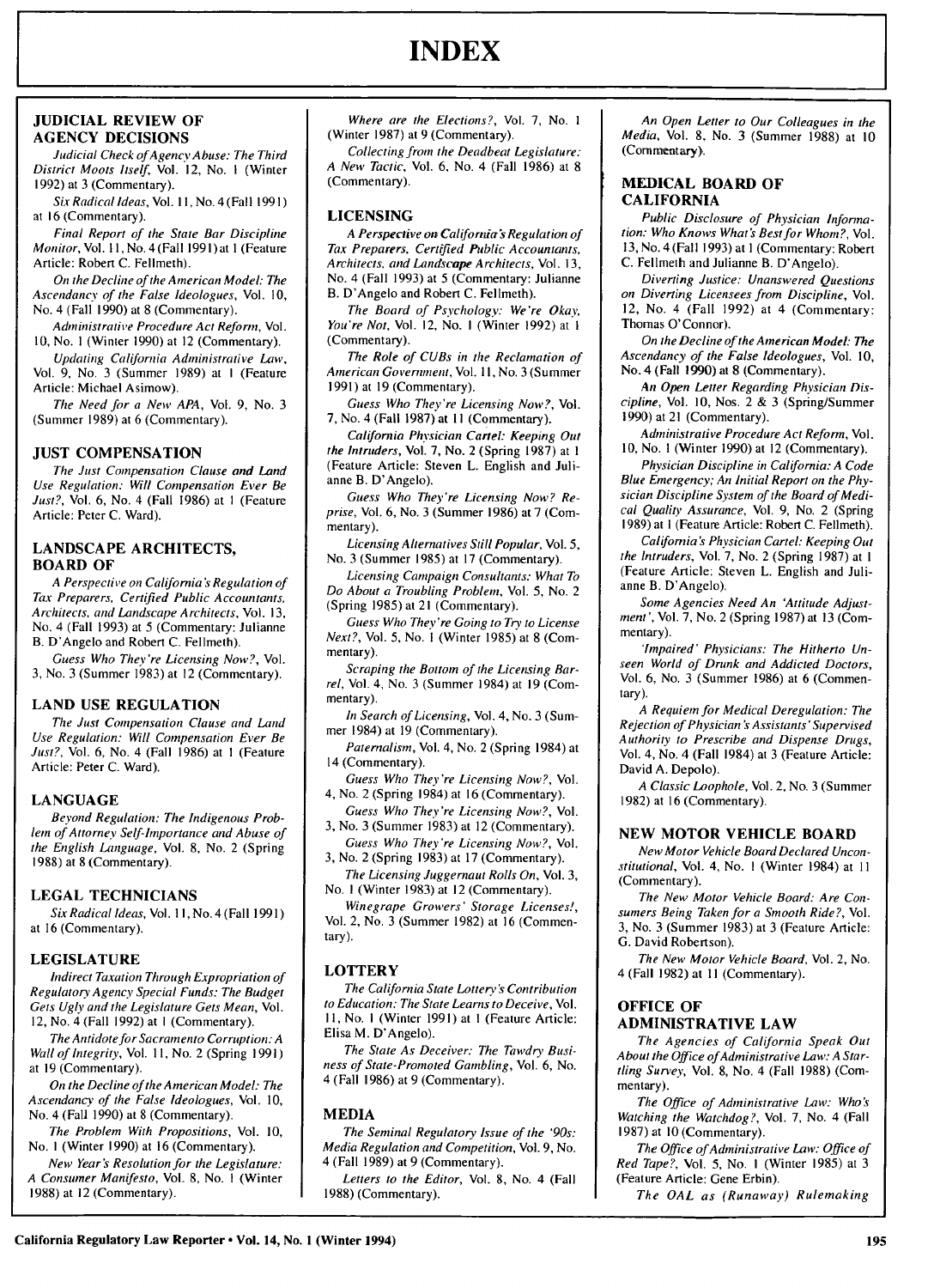# INDEX

### JUDICIAL REVIEW OF AGENCY DECISIONS

*Judicial Check of Agency Abuse: The Third District Moots Itself*, Vol. 12, No. 1 (Winter 1992) at 3 (Commentary).

*Six Radical Ideas*, Vol. 11, No. 4 (Fall 1991) at 16 (Commentary).

*Final Report of the State Bar Discipline Monitor*, Vol. 11, No. 4 (Fall 1991) at 1 (Feature Article: Robert C. Fellmeth).

*On the Decline of the American Model: The Ascendancy of the False Ideologues*, Vol. 10, No. 4 (Fall 1990) at 8 (Commentary).

*Administrative Procedure Act Reform*, Vol. 10, No. 1 (Winter 1990) at 12 (Commentary).

*Updating California Administrative Law*, Vol. 9, No. 3 (Summer 1989) at 1 (Feature Article: Michael Asimow).

*The Need for a New APA*, Vol. 9, No. 3 (Summer 1989) at 6 (Commentary).

### JUST COMPENSATION

*The Just Compensation Clause and Land Use Regulation: Will Compensation Ever Be Just?*, Vol. 6, No. 4 (Fall 1986) at 1 (Feature Article: Peter C. Ward).

### LANDSCAPE ARCHITECTS, BOARD OF

*A Perspective on California's Regulation of Tax Preparers, Certified Public Accountants, Architects, and Landscape Architects*, Vol. 13, No. 4 (Fall 1993) at 5 (Commentary: Julianne B. D'Angelo and Robert C. Fellmeth).

*Guess Who They're Licensing Now?*, Vol. 3, No. 3 (Summer 1983) at 12 (Commentary).

### LAND USE REGULATION

*The Just Compensation Clause and Land Use Regulation: Will Compensation Ever Be Just?*, Vol. 6, No. 4 (Fall 1986) at 1 (Feature Article: Peter C. Ward).

### LANGUAGE

*Beyond Regulation: The Indigenous Problem of Attorney Self-Importance and Abuse of the English Language*, Vol. 8, No. 2 (Spring 1988) at 8 (Commentary).

### LEGAL TECHNICIANS

*Six Radical Ideas*, Vol. 11, No. 4 (Fall 1991) at 16 (Commentary).

### LEGISLATURE

*Indirect Taxation Through Expropriation of Regulatory Agency Special Funds: The Budget Gets Ugly and the Legislature Gets Mean*, Vol. 12, No. 4 (Fall 1992) at 1 (Commentary).

*The Antidote for Sacramento Corruption: A Wall of Integrity*, Vol. 11, No. 2 (Spring 1991) at 19 (Commentary).

*On the Decline of the American Model: The Ascendancy of the False Ideologues*, Vol. 10, No. 4 (Fall 1990) at 8 (Commentary).

*The Problem With Propositions*, Vol. 10, No. 1 (Winter 1990) at 16 (Commentary).

*New Year's Resolution for the Legislature: A Consumer Manifesto*, Vol. 8, No. 1 (Winter 1988) at 12 (Commentary).

*Where are the Elections?*, Vol. 7, No. 1 (Winter 1987) at 9 (Commentary).

*Collecting from the Deadbeat Legislature: A New Tactic*, Vol. 6, No. 4 (Fall 1986) at 8 (Commentary).

### LICENSING

*A Perspective on California's Regulation of Tax Preparers, Certified Public Accountants, Architects, and Landscape Architects*, Vol. 13, No. 4 (Fall 1993) at 5 (Commentary: Julianne B. D'Angelo and Robert C. Fellmeth).

*The Board of Psychology: We're Okay, You're Not*, Vol. 12, No. 1 (Winter 1992) at 1 (Commentary).

*The Role of CUBs in the Reclamation of American Government*, Vol. 11, No. 3 (Summer 1991) at 19 (Commentary).

*Guess Who They're Licensing Now?*, Vol. 7, No. 4 (Fall 1987) at 11 (Commentary).

*California Physician Cartel: Keeping Out the Intruders*, Vol. 7, No. 2 (Spring 1987) at 1 (Feature Article: Steven L. English and Julianne B. D'Angelo).

*Guess Who They're Licensing Now? Reprise*, Vol. 6, No. 3 (Summer 1986) at 7 (Commentary).

*Licensing Alternatives Still Popular*, Vol. 5, No. 3 (Summer 1985) at 17 (Commentary).

*Licensing Campaign Consultants: What To Do About a Troubling Problem*, Vol. 5, No. 2 (Spring 1985) at 21 (Commentary).

*Guess Who They're Going to Try to License Next?*, Vol. 5, No. 1 (Winter 1985) at 8 (Commentary).

*Scraping the Bottom of the Licensing Barrel*, Vol. 4, No. 3 (Summer 1984) at 19 (Commentary).

*In Search of Licensing*, Vol. 4, No. 3 (Summer 1984) at 19 (Commentary).

*Paternalism*, Vol. 4, No. 2 (Spring 1984) at 14 (Commentary).

*Guess Who They're Licensing Now?*, Vol. 4, No. 2 (Spring 1984) at 16 (Commentary).

*Guess Who They're Licensing Now?*, Vol. 3, No. 3 (Summer 1983) at 12 (Commentary).

*Guess Who They're Licensing Now?*, Vol. 3, No. 2 (Spring 1983) at 17 (Commentary).

*The Licensing Juggernaut Rolls On*, Vol. 3, No. 1 (Winter 1983) at 12 (Commentary).

*Winegrape Growers' Storage Licenses!*, Vol. 2, No. 3 (Summer 1982) at 16 (Commentary).

### LOTTERY

*The California State Lottery's Contribution to Education: The State Learns to Deceive*, Vol. 11, No. 1 (Winter 1991) at 1 (Feature Article: Elisa M. D'Angelo).

*The State As Deceiver: The Tawdry Business of State-Promoted Gambling*, Vol. 6, No. 4 (Fall 1986) at 9 (Commentary).

### MEDIA

*The Seminal Regulatory Issue of the '90s: Media Regulation and Competition*, Vol. 9, No. 4 (Fall 1989) at 9 (Commentary).

*Letters to the Editor*, Vol. 8, No. 4 (Fall 1988) (Commentary).

*An Open Letter to Our Colleagues in the Media*, Vol. 8, No. 3 (Summer 1988) at 10 (Commentary).

### MEDICAL BOARD OF CALIFORNIA

*Public Disclosure of Physician Information: Who Knows What's Best for Whom?*, Vol. 13, No. 4 (Fall 1993) at 1 (Commentary: Robert C. Fellmeth and Julianne B. D'Angelo).

*Diverting Justice: Unanswered Questions on Diverting Licensees from Discipline*, Vol. 12, No. 4 (Fall 1992) at 4 (Commentary: Thomas O'Connor).

*On the Decline of the American Model: The Ascendancy of the False Ideologues*, Vol. 10, No. 4 (Fall 1990) at 8 (Commentary).

*An Open Letter Regarding Physician Discipline*, Vol. 10, Nos. 2 & 3 (Spring/Summer 1990) at 21 (Commentary).

*Administrative Procedure Act Reform*, Vol. 10, No. 1 (Winter 1990) at 12 (Commentary).

*Physician Discipline in California: A Code Blue Emergency; An Initial Report on the Physician Discipline System of the Board of Medical Quality Assurance*, Vol. 9, No. 2 (Spring 1989) at 1 (Feature Article: Robert C. Fellmeth).

*California's Physician Cartel: Keeping Out the Intruders*, Vol. 7, No. 2 (Spring 1987) at 1 (Feature Article: Steven L. English and Julianne B. D'Angelo).

*Some Agencies Need An 'Attitude Adjustment'*, Vol. 7, No. 2 (Spring 1987) at 13 (Commentary).

*'Impaired' Physicians: The Hitherto Unseen World of Drunk and Addicted Doctors*, Vol. 6, No. 3 (Summer 1986) at 6 (Commentary).

*A Requiem for Medical Deregulation: The Rejection of Physician's Assistants' Supervised Authority to Prescribe and Dispense Drugs*, Vol. 4, No. 4 (Fall 1984) at 3 (Feature Article: David A. Depolo).

*A Classic Loophole*, Vol. 2, No. 3 (Summer 1982) at 16 (Commentary).

### NEW MOTOR VEHICLE BOARD

*New Motor Vehicle Board Declared Unconstitutional*, Vol. 4, No. 1 (Winter 1984) at 11 (Commentary).

*The New Motor Vehicle Board: Are Consumers Being Taken for a Smooth Ride?*, Vol. 3, No. 3 (Summer 1983) at 3 (Feature Article: G. David Robertson).

*The New Motor Vehicle Board*, Vol. 2, No. 4 (Fall 1982) at 11 (Commentary).

### OFFICE OF ADMINISTRATIVE LAW

*The Agencies of California Speak Out About the Office of Administrative Law: A Startling Survey*, Vol. 8, No. 4 (Fall 1988) (Commentary).

*The Office of Administrative Law: Who's Watching the Watchdog?*, Vol. 7, No. 4 (Fall 1987) at 10 (Commentary).

*The Office of Administrative Law: Office of Red Tape?*, Vol. 5, No. 1 (Winter 1985) at 3 (Feature Article: Gene Erbin).

*The OAL as (Runaway) Rulemaking*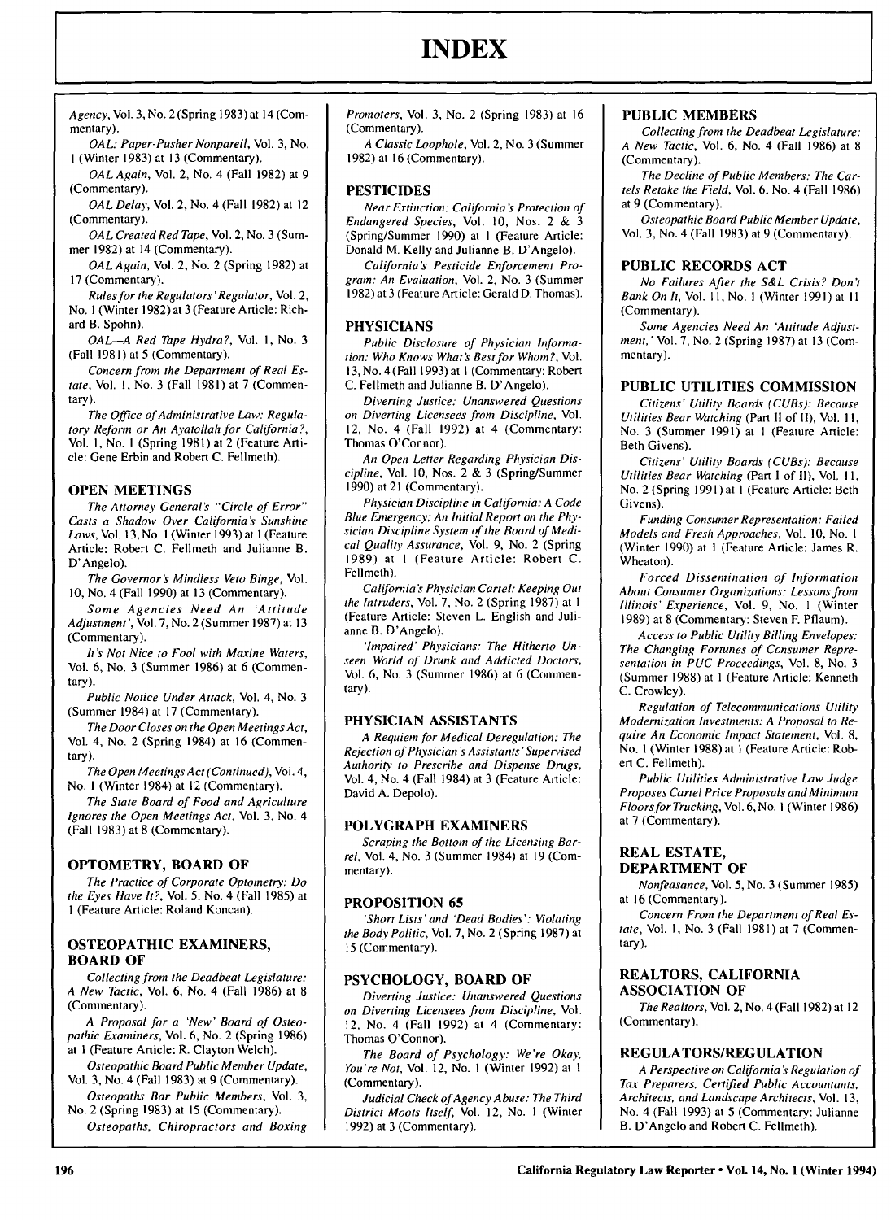# INDEX

*Agency*, Vol. 3, No. 2 (Spring 1983) at 14 (Commentary).

*OAL: Paper-Pusher Nonpareil*, Vol. 3, No. 1 (Winter 1983) at 13 (Commentary).

*OAL Again*, Vol. 2, No. 4 (Fall 1982) at 9 (Commentary).

*OAL Delay*, Vol. 2, No. 4 (Fall 1982) at 12 (Commentary).

*OAL Created Red Tape*, Vol. 2, No. 3 (Summer 1982) at 14 (Commentary).

*OAL Again*, Vol. 2, No. 2 (Spring 1982) at 17 (Commentary).

*Rules for the Regulators' Regulator*, Vol. 2, No. 1 (Winter 1982) at 3 (Feature Article: Richard B. Spohn).

*OAL—A Red Tape Hydra?*, Vol. 1, No. 3 (Fall 1981) at 5 (Commentary).

*Concern from the Department of Real Estate*, Vol. 1, No. 3 (Fall 1981) at 7 (Commentary).

*The Office of Administrative Law: Regulatory Reform or An Ayatollah for California?*, Vol. 1, No. 1 (Spring 1981) at 2 (Feature Article: Gene Erbin and Robert C. Fellmeth).

### OPEN MEETINGS

*The Attorney General's "Circle of Error" Casts a Shadow Over California's Sunshine Laws*, Vol. 13, No. 1 (Winter 1993) at 1 (Feature Article: Robert C. Fellmeth and Julianne B. D'Angelo).

*The Governor's Mindless Veto Binge*, Vol. 10, No. 4 (Fall 1990) at 13 (Commentary).

*Some Agencies Need An 'Attitude Adjustment'*, Vol. 7, No. 2 (Summer 1987) at 13 (Commentary).

*It's Not Nice to Fool with Maxine Waters*, Vol. 6, No. 3 (Summer 1986) at 6 (Commentary).

*Public Notice Under Attack*, Vol. 4, No. 3 (Summer 1984) at 17 (Commentary).

*The Door Closes on the Open Meetings Act*, Vol. 4, No. 2 (Spring 1984) at 16 (Commentary).

*The Open Meetings Act (Continued)*, Vol. 4, No. 1 (Winter 1984) at 12 (Commentary).

*The State Board of Food and Agriculture Ignores the Open Meetings Act*, Vol. 3, No. 4 (Fall 1983) at 8 (Commentary).

### OPTOMETRY, BOARD OF

*The Practice of Corporate Optometry: Do the Eyes Have It?*, Vol. 5, No. 4 (Fall 1985) at 1 (Feature Article: Roland Koncan).

### OSTEOPATHIC EXAMINERS, BOARD OF

*Collecting from the Deadbeat Legislature: A New Tactic*, Vol. 6, No. 4 (Fall 1986) at 8 (Commentary).

*A Proposal for a 'New' Board of Osteopathic Examiners*, Vol. 6, No. 2 (Spring 1986) at 1 (Feature Article: R. Clayton Welch).

*Osteopathic Board Public Member Update*, Vol. 3, No. 4 (Fall 1983) at 9 (Commentary).

*Osteopaths Bar Public Members*, Vol. 3, No. 2 (Spring 1983) at 15 (Commentary).

*Osteopaths, Chiropractors and Boxing Promoters*, Vol. 3, No. 2 (Spring 1983) at 16 (Commentary).

*A Classic Loophole*, Vol. 2, No. 3 (Summer 1982) at 16 (Commentary).

### PESTICIDES

*Near Extinction: California's Protection of Endangered Species*, Vol. 10, Nos. 2 & 3 (Spring/Summer 1990) at 1 (Feature Article: Donald M. Kelly and Julianne B. D'Angelo).

*California's Pesticide Enforcement Program: An Evaluation*, Vol. 2, No. 3 (Summer 1982) at 3 (Feature Article: Gerald D. Thomas).

### PHYSICIANS

*Public Disclosure of Physician Information: Who Knows What's Best for Whom?*, Vol. 13, No. 4 (Fall 1993) at 1 (Commentary: Robert C. Fellmeth and Julianne B. D'Angelo).

*Diverting Justice: Unanswered Questions on Diverting Licensees from Discipline*, Vol. 12, No. 4 (Fall 1992) at 4 (Commentary: Thomas O'Connor).

*An Open Letter Regarding Physician Discipline*, Vol. 10, Nos. 2 & 3 (Spring/Summer 1990) at 21 (Commentary).

*Physician Discipline in California: A Code Blue Emergency; An Initial Report on the Physician Discipline System of the Board of Medical Quality Assurance*, Vol. 9, No. 2 (Spring 1989) at 1 (Feature Article: Robert C. Fellmeth).

*California's Physician Cartel: Keeping Out the Intruders*, Vol. 7, No. 2 (Spring 1987) at 1 (Feature Article: Steven L. English and Julianne B. D'Angelo).

*'Impaired' Physicians: The Hitherto Unseen World of Drunk and Addicted Doctors*, Vol. 6, No. 3 (Summer 1986) at 6 (Commentary).

### PHYSICIAN ASSISTANTS

*A Requiem for Medical Deregulation: The Rejection of Physician's Assistants' Supervised Authority to Prescribe and Dispense Drugs*, Vol. 4, No. 4 (Fall 1984) at 3 (Feature Article: David A. Depolo).

### POLYGRAPH EXAMINERS

*Scraping the Bottom of the Licensing Barrel*, Vol. 4, No. 3 (Summer 1984) at 19 (Commentary).

### PROPOSITION 65

*'Short Lists' and 'Dead Bodies': Violating the Body Politic*, Vol. 7, No. 2 (Spring 1987) at 15 (Commentary).

### PSYCHOLOGY, BOARD OF

*Diverting Justice: Unanswered Questions on Diverting Licensees from Discipline*, Vol. 12, No. 4 (Fall 1992) at 4 (Commentary: Thomas O'Connor).

*The Board of Psychology: We're Okay, You're Not*, Vol. 12, No. 1 (Winter 1992) at 1 (Commentary).

*Judicial Check of Agency Abuse: The Third District Moots Itself*, Vol. 12, No. 1 (Winter 1992) at 3 (Commentary).

### PUBLIC MEMBERS

*Collecting from the Deadbeat Legislature: A New Tactic*, Vol. 6, No. 4 (Fall 1986) at 8 (Commentary).

*The Decline of Public Members: The Cartels Retake the Field*, Vol. 6, No. 4 (Fall 1986) at 9 (Commentary).

*Osteopathic Board Public Member Update*, Vol. 3, No. 4 (Fall 1983) at 9 (Commentary).

### PUBLIC RECORDS ACT

*No Failures After the S&L Crisis? Don't Bank On It*, Vol. 11, No. 1 (Winter 1991) at 11 (Commentary).

*Some Agencies Need An 'Attitude Adjustment,'* Vol. 7, No. 2 (Spring 1987) at 13 (Commentary).

### PUBLIC UTILITIES COMMISSION

*Citizens' Utility Boards (CUBs): Because Utilities Bear Watching* (Part II of II), Vol. 11, No. 3 (Summer 1991) at 1 (Feature Article: Beth Givens).

*Citizens' Utility Boards (CUBs): Because Utilities Bear Watching* (Part I of II), Vol. 11, No. 2 (Spring 1991) at 1 (Feature Article: Beth Givens).

*Funding Consumer Representation: Failed Models and Fresh Approaches*, Vol. 10, No. 1 (Winter 1990) at 1 (Feature Article: James R. Wheaton).

*Forced Dissemination of Information About Consumer Organizations: Lessons from Illinois' Experience*, Vol. 9, No. 1 (Winter 1989) at 8 (Commentary: Steven F. Pflaum).

*Access to Public Utility Billing Envelopes: The Changing Fortunes of Consumer Representation in PUC Proceedings*, Vol. 8, No. 3 (Summer 1988) at 1 (Feature Article: Kenneth C. Crowley).

*Regulation of Telecommunications Utility Modernization Investments: A Proposal to Require An Economic Impact Statement*, Vol. 8, No. 1 (Winter 1988) at 1 (Feature Article: Robert C. Fellmeth).

*Public Utilities Administrative Law Judge Proposes Cartel Price Proposals and Minimum Floors for Trucking*, Vol. 6, No. 1 (Winter 1986) at 7 (Commentary).

### REAL ESTATE, DEPARTMENT OF

*Nonfeasance*, Vol. 5, No. 3 (Summer 1985) at 16 (Commentary).

*Concern From the Department of Real Estate*, Vol. 1, No. 3 (Fall 1981) at 7 (Commentary).

### REALTORS, CALIFORNIA ASSOCIATION OF

*The Realtors*, Vol. 2, No. 4 (Fall 1982) at 12 (Commentary).

### REGULATORS/REGULATION

*A Perspective on California's Regulation of Tax Preparers, Certified Public Accountants, Architects, and Landscape Architects*, Vol. 13, No. 4 (Fall 1993) at 5 (Commentary: Julianne B. D'Angelo and Robert C. Fellmeth).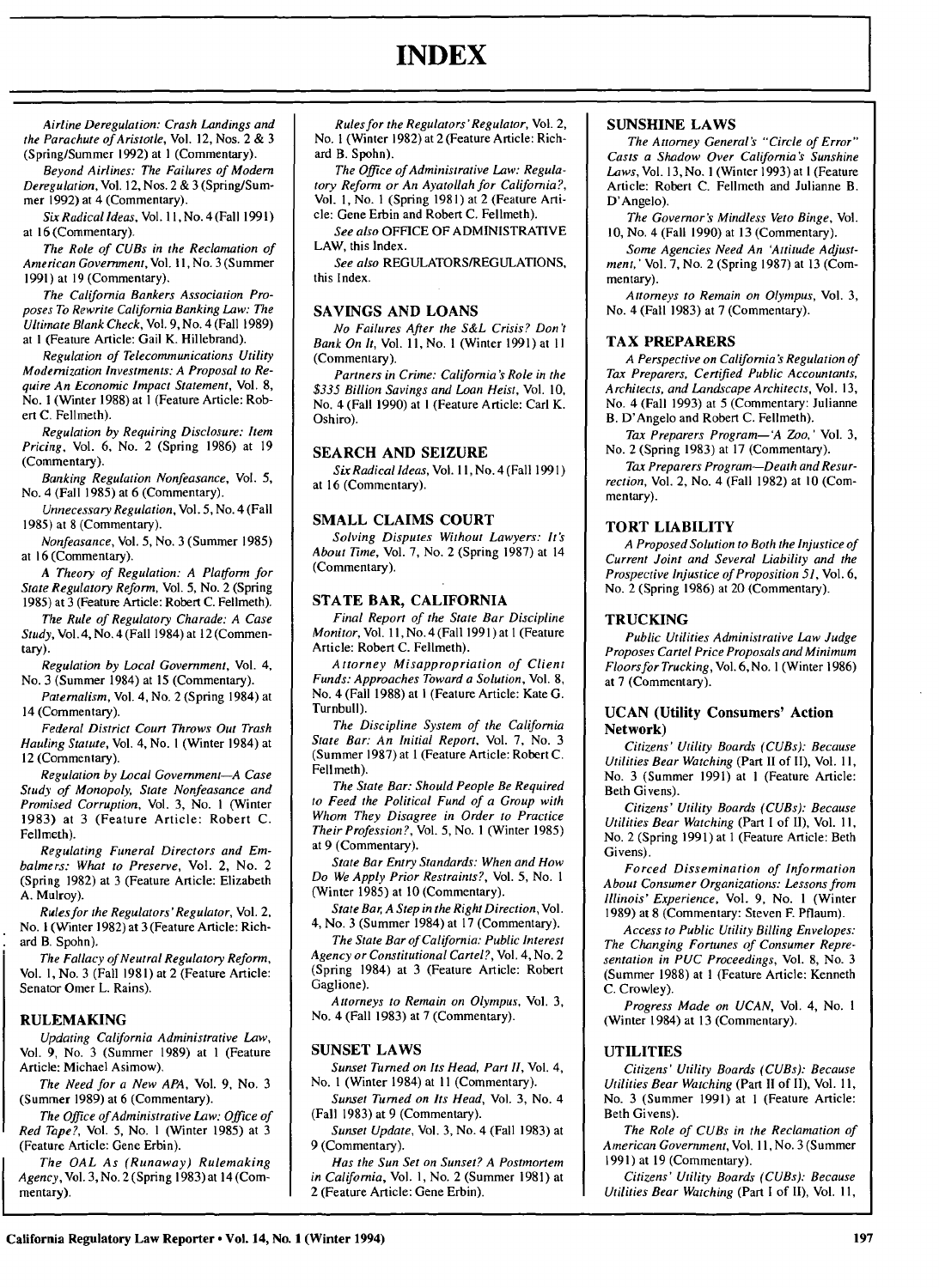# INDEX

*Airline Deregulation: Crash Landings and the Parachute of Aristotle*, Vol. 12, Nos. 2 & 3 (Spring/Summer 1992) at 1 (Commentary).

*Beyond Airlines: The Failures of Modern Deregulation*, Vol. 12, Nos. 2 & 3 (Spring/Summer 1992) at 4 (Commentary).

*Six Radical Ideas*, Vol. 11, No. 4 (Fall 1991) at 16 (Commentary).

*The Role of CUBs in the Reclamation of American Government*, Vol. 11, No. 3 (Summer 1991) at 19 (Commentary).

*The California Bankers Association Proposes To Rewrite California Banking Law: The Ultimate Blank Check*, Vol. 9, No. 4 (Fall 1989) at 1 (Feature Article: Gail K. Hillebrand).

*Regulation of Telecommunications Utility Modernization Investments: A Proposal to Require An Economic Impact Statement*, Vol. 8, No. 1 (Winter 1988) at 1 (Feature Article: Robert C. Fellmeth).

*Regulation by Requiring Disclosure: Item Pricing*, Vol. 6, No. 2 (Spring 1986) at 19 (Commentary).

*Banking Regulation Nonfeasance*, Vol. 5, No. 4 (Fall 1985) at 6 (Commentary).

*Unnecessary Regulation*, Vol. 5, No. 4 (Fall 1985) at 8 (Commentary).

*Nonfeasance*, Vol. 5, No. 3 (Summer 1985) at 16 (Commentary).

*A Theory of Regulation: A Platform for State Regulatory Reform*, Vol. 5, No. 2 (Spring 1985) at 3 (Feature Article: Robert C. Fellmeth).

*The Rule of Regulatory Charade: A Case Study*, Vol. 4, No. 4 (Fall 1984) at 12 (Commentary).

*Regulation by Local Government*, Vol. 4, No. 3 (Summer 1984) at 15 (Commentary).

*Paternalism*, Vol. 4, No. 2 (Spring 1984) at 14 (Commentary).

*Federal District Court Throws Out Trash Hauling Statute*, Vol. 4, No. 1 (Winter 1984) at 12 (Commentary).

*Regulation by Local Government—A Case Study of Monopoly, State Nonfeasance and Promised Corruption*, Vol. 3, No. 1 (Winter 1983) at 3 (Feature Article: Robert C. Fellmeth).

*Regulating Funeral Directors and Embalmers: What to Preserve*, Vol. 2, No. 2 (Spring 1982) at 3 (Feature Article: Elizabeth A. Mulroy).

*Rules for the Regulators' Regulator*, Vol. 2, No. 1 (Winter 1982) at 3 (Feature Article: Richard B. Spohn).

*The Fallacy of Neutral Regulatory Reform*, Vol. 1, No. 3 (Fall 1981) at 2 (Feature Article: Senator Omer L. Rains).

## RULEMAKING

*Updating California Administrative Law*, Vol. 9, No. 3 (Summer 1989) at 1 (Feature Article: Michael Asimow).

*The Need for a New APA*, Vol. 9, No. 3 (Summer 1989) at 6 (Commentary).

*The Office of Administrative Law: Office of Red Tape?*, Vol. 5, No. 1 (Winter 1985) at 3 (Feature Article: Gene Erbin).

*The OAL As (Runaway) Rulemaking Agency*, Vol. 3, No. 2 (Spring 1983) at 14 (Commentary).

*Rules for the Regulators' Regulator*, Vol. 2, No. 1 (Winter 1982) at 2 (Feature Article: Richard B. Spohn).

*The Office of Administrative Law: Regulatory Reform or An Ayatollah for California?*, Vol. 1, No. 1 (Spring 1981) at 2 (Feature Article: Gene Erbin and Robert C. Fellmeth).

*See also* OFFICE OF ADMINISTRATIVE LAW, this Index.

*See also* REGULATORS/REGULATIONS, this Index.

## SAVINGS AND LOANS

*No Failures After the S&L Crisis? Don't Bank On It*, Vol. 11, No. 1 (Winter 1991) at 11 (Commentary).

*Partners in Crime: California's Role in the $335 Billion Savings and Loan Heist*, Vol. 10, No. 4 (Fall 1990) at 1 (Feature Article: Carl K. Oshiro).

## SEARCH AND SEIZURE

*Six Radical Ideas*, Vol. 11, No. 4 (Fall 1991) at 16 (Commentary).

## SMALL CLAIMS COURT

*Solving Disputes Without Lawyers: It's About Time*, Vol. 7, No. 2 (Spring 1987) at 14 (Commentary).

## STATE BAR, CALIFORNIA

*Final Report of the State Bar Discipline Monitor*, Vol. 11, No. 4 (Fall 1991) at 1 (Feature Article: Robert C. Fellmeth).

*Attorney Misappropriation of Client Funds: Approaches Toward a Solution*, Vol. 8, No. 4 (Fall 1988) at 1 (Feature Article: Kate G. Turnbull).

*The Discipline System of the California State Bar: An Initial Report*, Vol. 7, No. 3 (Summer 1987) at 1 (Feature Article: Robert C. Fellmeth).

*The State Bar: Should People Be Required to Feed the Political Fund of a Group with Whom They Disagree in Order to Practice Their Profession?*, Vol. 5, No. 1 (Winter 1985) at 9 (Commentary).

*State Bar Entry Standards: When and How Do We Apply Prior Restraints?*, Vol. 5, No. 1 (Winter 1985) at 10 (Commentary).

*State Bar, A Step in the Right Direction*, Vol. 4, No. 3 (Summer 1984) at 17 (Commentary).

*The State Bar of California: Public Interest Agency or Constitutional Cartel?*, Vol. 4, No. 2 (Spring 1984) at 3 (Feature Article: Robert Gaglione).

*Attorneys to Remain on Olympus*, Vol. 3, No. 4 (Fall 1983) at 7 (Commentary).

## SUNSET LAWS

*Sunset Turned on Its Head, Part II*, Vol. 4, No. 1 (Winter 1984) at 11 (Commentary).

*Sunset Turned on Its Head*, Vol. 3, No. 4 (Fall 1983) at 9 (Commentary).

*Sunset Update*, Vol. 3, No. 4 (Fall 1983) at 9 (Commentary).

*Has the Sun Set on Sunset? A Postmortem in California*, Vol. 1, No. 2 (Summer 1981) at 2 (Feature Article: Gene Erbin).

## SUNSHINE LAWS

*The Attorney General's "Circle of Error" Casts a Shadow Over California's Sunshine Laws*, Vol. 13, No. 1 (Winter 1993) at 1 (Feature Article: Robert C. Fellmeth and Julianne B. D'Angelo).

*The Governor's Mindless Veto Binge*, Vol. 10, No. 4 (Fall 1990) at 13 (Commentary).

*Some Agencies Need An 'Attitude Adjustment,'* Vol. 7, No. 2 (Spring 1987) at 13 (Commentary).

*Attorneys to Remain on Olympus*, Vol. 3, No. 4 (Fall 1983) at 7 (Commentary).

## TAX PREPARERS

*A Perspective on California's Regulation of Tax Preparers, Certified Public Accountants, Architects, and Landscape Architects*, Vol. 13, No. 4 (Fall 1993) at 5 (Commentary: Julianne B. D'Angelo and Robert C. Fellmeth).

*Tax Preparers Program—'A Zoo,'* Vol. 3, No. 2 (Spring 1983) at 17 (Commentary).

*Tax Preparers Program—Death and Resurrection*, Vol. 2, No. 4 (Fall 1982) at 10 (Commentary).

## TORT LIABILITY

*A Proposed Solution to Both the Injustice of Current Joint and Several Liability and the Prospective Injustice of Proposition 51*, Vol. 6, No. 2 (Spring 1986) at 20 (Commentary).

## TRUCKING

*Public Utilities Administrative Law Judge Proposes Cartel Price Proposals and Minimum Floors for Trucking*, Vol. 6, No. 1 (Winter 1986) at 7 (Commentary).

## UCAN (Utility Consumers' Action Network)

*Citizens' Utility Boards (CUBs): Because Utilities Bear Watching* (Part II of II), Vol. 11, No. 3 (Summer 1991) at 1 (Feature Article: Beth Givens).

*Citizens' Utility Boards (CUBs): Because Utilities Bear Watching* (Part I of II), Vol. 11, No. 2 (Spring 1991) at 1 (Feature Article: Beth Givens).

*Forced Dissemination of Information About Consumer Organizations: Lessons from Illinois' Experience*, Vol. 9, No. 1 (Winter 1989) at 8 (Commentary: Steven F. Pflaum).

*Access to Public Utility Billing Envelopes: The Changing Fortunes of Consumer Representation in PUC Proceedings*, Vol. 8, No. 3 (Summer 1988) at 1 (Feature Article: Kenneth C. Crowley).

*Progress Made on UCAN*, Vol. 4, No. 1 (Winter 1984) at 13 (Commentary).

## UTILITIES

*Citizens' Utility Boards (CUBs): Because Utilities Bear Watching* (Part II of II), Vol. 11, No. 3 (Summer 1991) at 1 (Feature Article: Beth Givens).

*The Role of CUBs in the Reclamation of American Government*, Vol. 11, No. 3 (Summer 1991) at 19 (Commentary).

*Citizens' Utility Boards (CUBs): Because Utilities Bear Watching* (Part I of II), Vol. 11,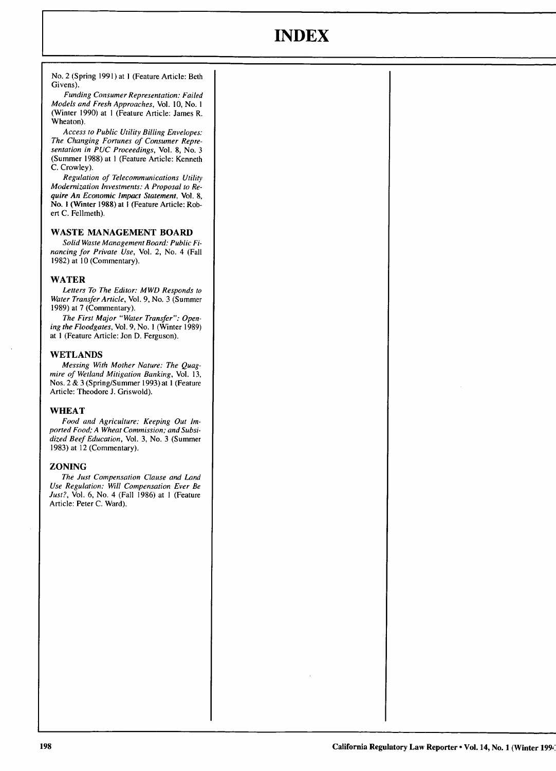No. 2 (Spring 1991) at 1 (Feature Article: Beth Givens).

*Funding Consumer Representation: Failed Models and Fresh Approaches*, Vol. 10, No. 1 (Winter 1990) at 1 (Feature Article: James R. Wheaton).

*Access to Public Utility Billing Envelopes: The Changing Fortunes of Consumer Representation in PUC Proceedings*, Vol. 8, No. 3 (Summer 1988) at 1 (Feature Article: Kenneth C. Crowley).

*Regulation of Telecommunications Utility Modernization Investments: A Proposal to Require An Economic Impact Statement*, Vol. 8, No. 1 (Winter 1988) at 1 (Feature Article: Robert C. Fellmeth).

### WASTE MANAGEMENT BOARD

*Solid Waste Management Board: Public Financing for Private Use*, Vol. 2, No. 4 (Fall 1982) at 10 (Commentary).

### WATER

*Letters To The Editor: MWD Responds to Water Transfer Article*, Vol. 9, No. 3 (Summer 1989) at 7 (Commentary).

*The First Major "Water Transfer": Opening the Floodgates*, Vol. 9, No. 1 (Winter 1989) at 1 (Feature Article: Jon D. Ferguson).

### WETLANDS

*Messing With Mother Nature: The Quagmire of Wetland Mitigation Banking*, Vol. 13, Nos. 2 & 3 (Spring/Summer 1993) at 1 (Feature Article: Theodore J. Griswold).

### WHEAT

*Food and Agriculture: Keeping Out Imported Food; A Wheat Commission; and Subsidized Beef Education*, Vol. 3, No. 3 (Summer 1983) at 12 (Commentary).

### ZONING

*The Just Compensation Clause and Land Use Regulation: Will Compensation Ever Be Just?*, Vol. 6, No. 4 (Fall 1986) at 1 (Feature Article: Peter C. Ward).